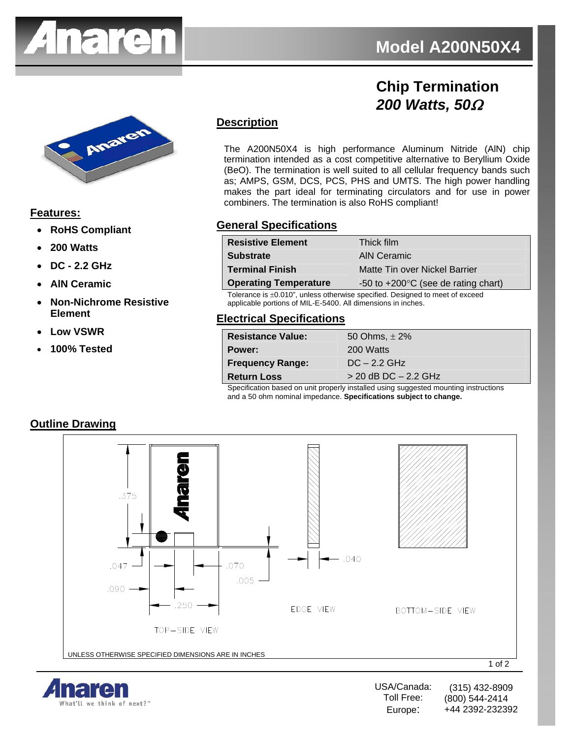# Model A200N50X4

## Chip Termination
## *200 Watts, 50Ω*

## Features:

- **RoHS Compliant**
- **200 Watts**
- **DC - 2.2 GHz**
- **AlN Ceramic**
- **Non-Nichrome Resistive Element**
- **Low VSWR**
- **100% Tested**

## Description

The A200N50X4 is high performance Aluminum Nitride (AlN) chip termination intended as a cost competitive alternative to Beryllium Oxide (BeO). The termination is well suited to all cellular frequency bands such as; AMPS, GSM, DCS, PCS, PHS and UMTS. The high power handling makes the part ideal for terminating circulators and for use in power combiners. The termination is also RoHS compliant!

## General Specifications

| | |
|---|---|
| **Resistive Element** | Thick film |
| **Substrate** | AlN Ceramic |
| **Terminal Finish** | Matte Tin over Nickel Barrier |
| **Operating Temperature** | -50 to +200°C (see de rating chart) |

Tolerance is ±0.010", unless otherwise specified. Designed to meet of exceed applicable portions of MIL-E-5400. All dimensions in inches.

## Electrical Specifications

| | |
|---|---|
| **Resistance Value:** | 50 Ohms, ± 2% |
| **Power:** | 200 Watts |
| **Frequency Range:** | DC – 2.2 GHz |
| **Return Loss** | > 20 dB DC – 2.2 GHz |

Specification based on unit properly installed using suggested mounting instructions and a 50 ohm nominal impedance. **Specifications subject to change.**

## Outline Drawing

.375 .047 .090 .250 .070 .005 .040

TOP-SIDE VIEW EDGE VIEW BOTTOM-SIDE VIEW

UNLESS OTHERWISE SPECIFIED DIMENSIONS ARE IN INCHES

USA/Canada: (315) 432-8909
Toll Free: (800) 544-2414
Europe: +44 2392-232392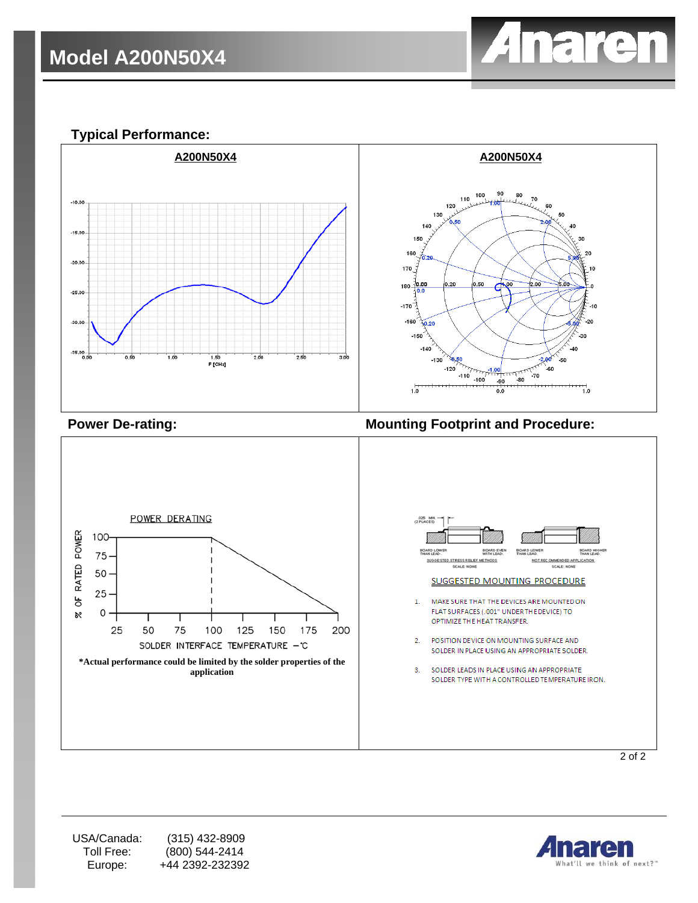# Model A200N50X4

## Typical Performance:

**A200N50X4**

-10.00
-15.00
-20.00
-25.00
-30.00
-35.00
0.00
0.50
1.00
1.50
2.00
2.50
3.00
F [GHz]

**A200N50X4**

## Power De-rating:

POWER DERATING

% OF RATED POWER

100
75
50
25
0

25 50 75 100 125 150 175 200

SOLDER INTERFACE TEMPERATURE –°C

**\*Actual performance could be limited by the solder properties of the application**

## Mounting Footprint and Procedure:

.025 MIN. (2 PLACES)

BOARD LOWER THAN LEAD.
BOARD EVEN WITH LEAD.
SUGGESTED STRESS RELIEF METHODS
SCALE: NONE

BOARD LOWER THAN LEAD.
BOARD HIGHER THAN LEAD.
NOT RECOMMENDED APPLICATION
SCALE: NONE

SUGGESTED MOUNTING PROCEDURE

1. MAKE SURE THAT THE DEVICES ARE MOUNTED ON FLAT SURFACES (.001" UNDER THE DEVICE) TO OPTIMIZE THE HEAT TRANSFER.
2. POSITION DEVICE ON MOUNTING SURFACE AND SOLDER IN PLACE USING AN APPROPRIATE SOLDER.
3. SOLDER LEADS IN PLACE USING AN APPROPRIATE SOLDER TYPE WITH A CONTROLLED TEMPERATURE IRON.

USA/Canada: (315) 432-8909
Toll Free: (800) 544-2414
Europe: +44 2392-232392

Anaren
What'll we think of next?™